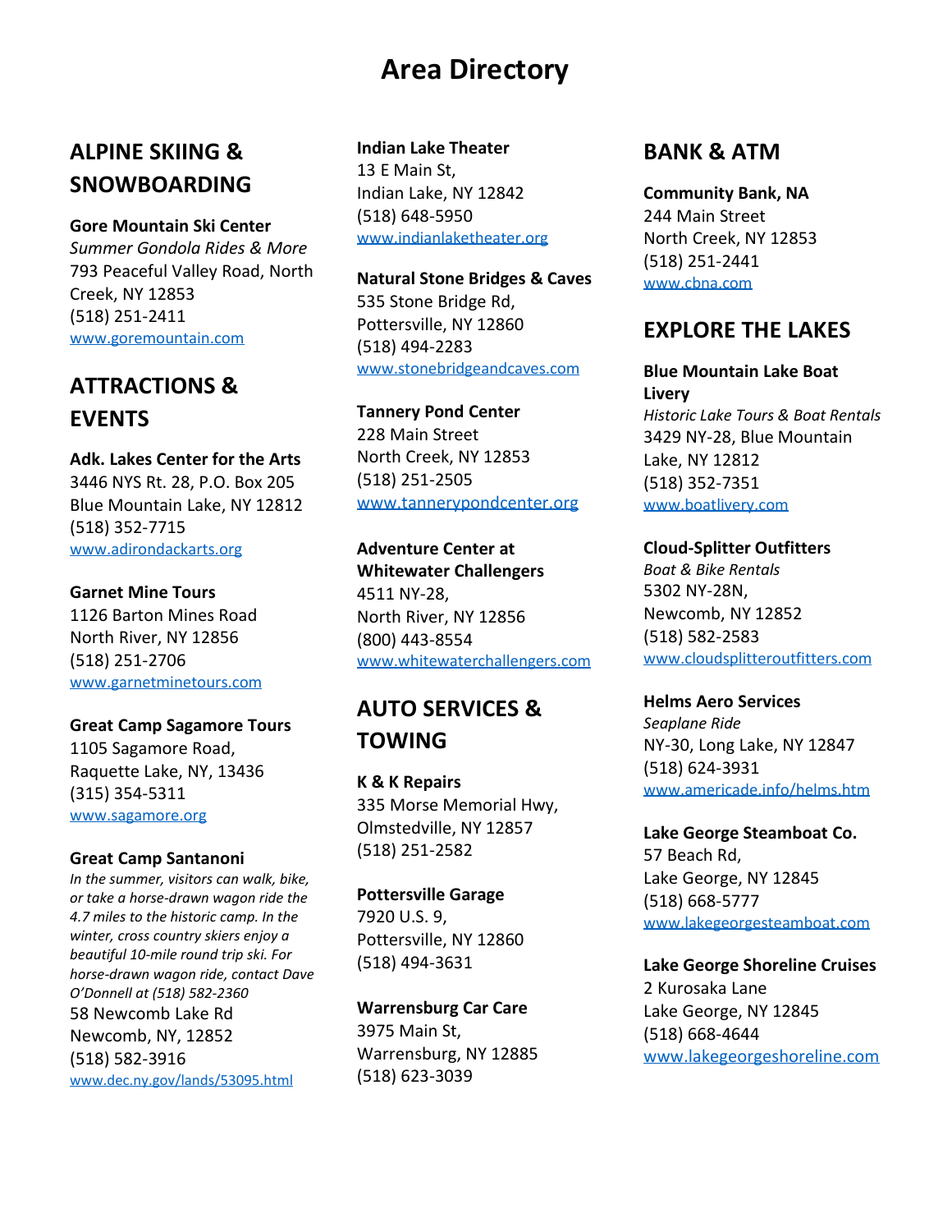# Area Directory

## ALPINE SKIING & SNOWBOARDING

**Gore Mountain Ski Center**
*Summer Gondola Rides & More*
793 Peaceful Valley Road, North Creek, NY 12853
(518) 251-2411
www.goremountain.com

## ATTRACTIONS & EVENTS

**Adk. Lakes Center for the Arts**
3446 NYS Rt. 28, P.O. Box 205
Blue Mountain Lake, NY 12812
(518) 352-7715
www.adirondackarts.org

**Garnet Mine Tours**
1126 Barton Mines Road
North River, NY 12856
(518) 251-2706
www.garnetminetours.com

**Great Camp Sagamore Tours**
1105 Sagamore Road,
Raquette Lake, NY, 13436
(315) 354-5311
www.sagamore.org

**Great Camp Santanoni**
*In the summer, visitors can walk, bike, or take a horse-drawn wagon ride the 4.7 miles to the historic camp. In the winter, cross country skiers enjoy a beautiful 10-mile round trip ski. For horse-drawn wagon ride, contact Dave O'Donnell at (518) 582-2360*
58 Newcomb Lake Rd
Newcomb, NY, 12852
(518) 582-3916
www.dec.ny.gov/lands/53095.html

**Indian Lake Theater**
13 E Main St,
Indian Lake, NY 12842
(518) 648-5950
www.indianlaketheater.org

**Natural Stone Bridges & Caves**
535 Stone Bridge Rd,
Pottersville, NY 12860
(518) 494-2283
www.stonebridgeandcaves.com

**Tannery Pond Center**
228 Main Street
North Creek, NY 12853
(518) 251-2505
www.tannerypondcenter.org

**Adventure Center at Whitewater Challengers**
4511 NY-28,
North River, NY 12856
(800) 443-8554
www.whitewaterchallengers.com

## AUTO SERVICES & TOWING

**K & K Repairs**
335 Morse Memorial Hwy,
Olmstedville, NY 12857
(518) 251-2582

**Pottersville Garage**
7920 U.S. 9,
Pottersville, NY 12860
(518) 494-3631

**Warrensburg Car Care**
3975 Main St,
Warrensburg, NY 12885
(518) 623-3039

## BANK & ATM

**Community Bank, NA**
244 Main Street
North Creek, NY 12853
(518) 251-2441
www.cbna.com

## EXPLORE THE LAKES

**Blue Mountain Lake Boat Livery**
*Historic Lake Tours & Boat Rentals*
3429 NY-28, Blue Mountain Lake, NY 12812
(518) 352-7351
www.boatlivery.com

**Cloud-Splitter Outfitters**
*Boat & Bike Rentals*
5302 NY-28N,
Newcomb, NY 12852
(518) 582-2583
www.cloudsplitteroutfitters.com

**Helms Aero Services**
*Seaplane Ride*
NY-30, Long Lake, NY 12847
(518) 624-3931
www.americade.info/helms.htm

**Lake George Steamboat Co.**
57 Beach Rd,
Lake George, NY 12845
(518) 668-5777
www.lakegeorgesteamboat.com

**Lake George Shoreline Cruises**
2 Kurosaka Lane
Lake George, NY 12845
(518) 668-4644
www.lakegeorgeshoreline.com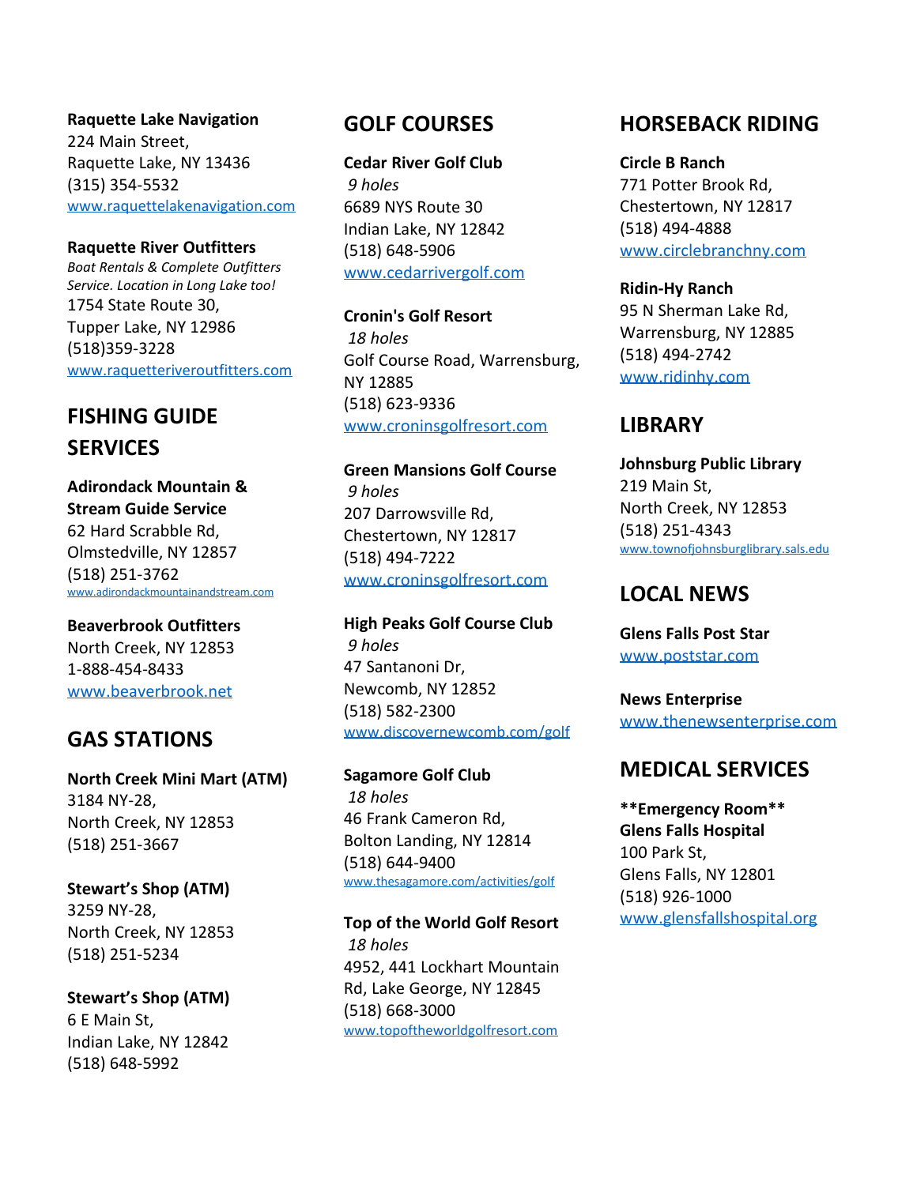**Raquette Lake Navigation**
224 Main Street,
Raquette Lake, NY 13436
(315) 354-5532
www.raquettelakenavigation.com

**Raquette River Outfitters**
*Boat Rentals & Complete Outfitters Service. Location in Long Lake too!*
1754 State Route 30,
Tupper Lake, NY 12986
(518)359-3228
www.raquetteriveroutfitters.com

## FISHING GUIDE SERVICES

**Adirondack Mountain & Stream Guide Service**
62 Hard Scrabble Rd,
Olmstedville, NY 12857
(518) 251-3762
www.adirondackmountainandstream.com

**Beaverbrook Outfitters**
North Creek, NY 12853
1-888-454-8433
www.beaverbrook.net

## GAS STATIONS

**North Creek Mini Mart (ATM)**
3184 NY-28,
North Creek, NY 12853
(518) 251-3667

**Stewart's Shop (ATM)**
3259 NY-28,
North Creek, NY 12853
(518) 251-5234

**Stewart's Shop (ATM)**
6 E Main St,
Indian Lake, NY 12842
(518) 648-5992

## GOLF COURSES

**Cedar River Golf Club**
*9 holes*
6689 NYS Route 30
Indian Lake, NY 12842
(518) 648-5906
www.cedarrivergolf.com

**Cronin's Golf Resort**
*18 holes*
Golf Course Road, Warrensburg, NY 12885
(518) 623-9336
www.croninsgolfresort.com

**Green Mansions Golf Course**
*9 holes*
207 Darrowsville Rd,
Chestertown, NY 12817
(518) 494-7222
www.croninsgolfresort.com

**High Peaks Golf Course Club**
*9 holes*
47 Santanoni Dr,
Newcomb, NY 12852
(518) 582-2300
www.discovernewcomb.com/golf

**Sagamore Golf Club**
*18 holes*
46 Frank Cameron Rd,
Bolton Landing, NY 12814
(518) 644-9400
www.thesagamore.com/activities/golf

**Top of the World Golf Resort**
*18 holes*
4952, 441 Lockhart Mountain Rd, Lake George, NY 12845
(518) 668-3000
www.topoftheworldgolfresort.com

## HORSEBACK RIDING

**Circle B Ranch**
771 Potter Brook Rd,
Chestertown, NY 12817
(518) 494-4888
www.circlebranchny.com

**Ridin-Hy Ranch**
95 N Sherman Lake Rd,
Warrensburg, NY 12885
(518) 494-2742
www.ridinhy.com

## LIBRARY

**Johnsburg Public Library**
219 Main St,
North Creek, NY 12853
(518) 251-4343
www.townofjohnsburglibrary.sals.edu

## LOCAL NEWS

**Glens Falls Post Star**
www.poststar.com

**News Enterprise**
www.thenewsenterprise.com

## MEDICAL SERVICES

****Emergency Room****
**Glens Falls Hospital**
100 Park St,
Glens Falls, NY 12801
(518) 926-1000
www.glensfallshospital.org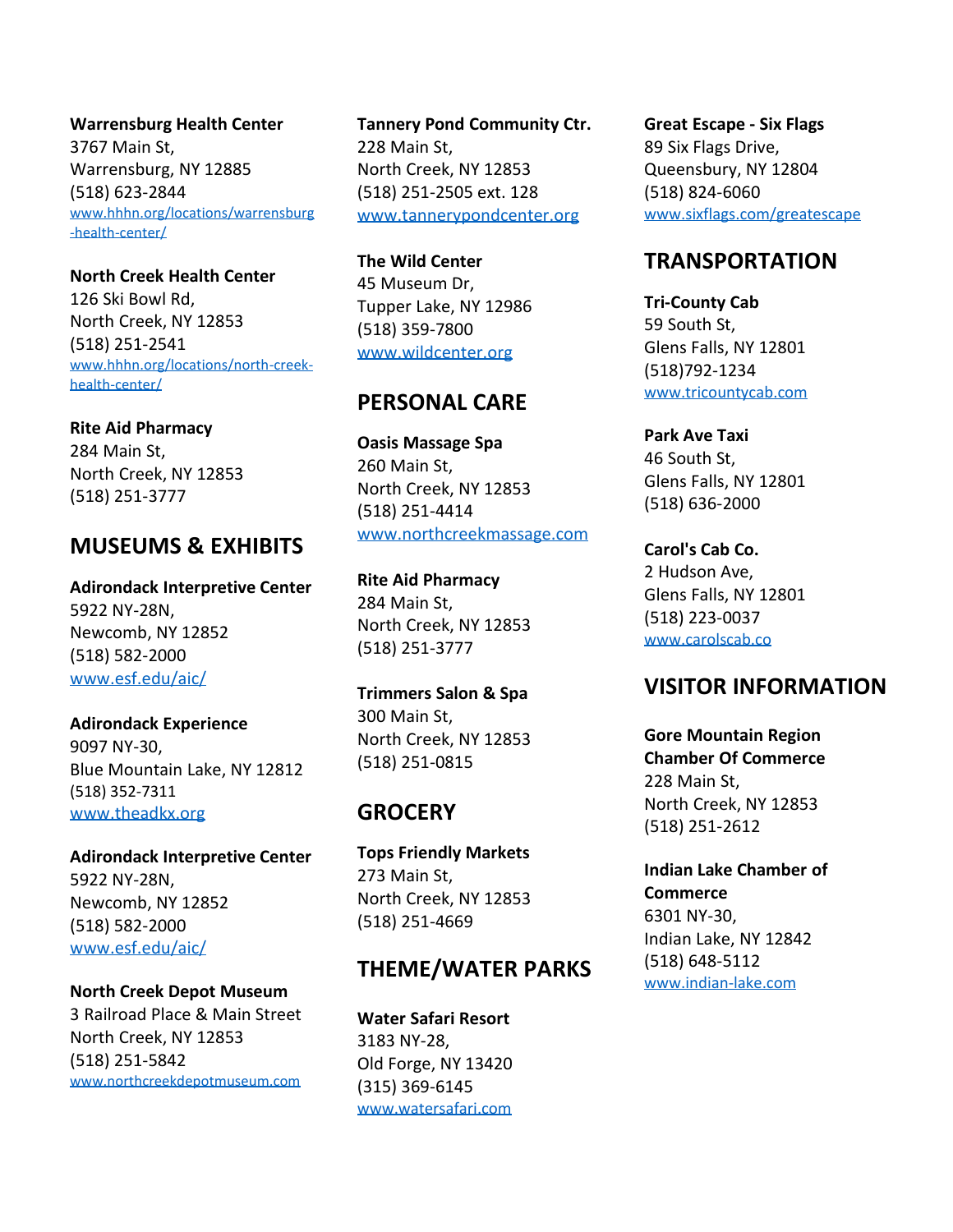**Warrensburg Health Center**
3767 Main St,
Warrensburg, NY 12885
(518) 623-2844
www.hhhn.org/locations/warrensburg-health-center/

**North Creek Health Center**
126 Ski Bowl Rd,
North Creek, NY 12853
(518) 251-2541
www.hhhn.org/locations/north-creek-health-center/

**Rite Aid Pharmacy**
284 Main St,
North Creek, NY 12853
(518) 251-3777

## MUSEUMS & EXHIBITS

**Adirondack Interpretive Center**
5922 NY-28N,
Newcomb, NY 12852
(518) 582-2000
www.esf.edu/aic/

**Adirondack Experience**
9097 NY-30,
Blue Mountain Lake, NY 12812
(518) 352-7311
www.theadkx.org

**Adirondack Interpretive Center**
5922 NY-28N,
Newcomb, NY 12852
(518) 582-2000
www.esf.edu/aic/

**North Creek Depot Museum**
3 Railroad Place & Main Street
North Creek, NY 12853
(518) 251-5842
www.northcreekdepotmuseum.com

**Tannery Pond Community Ctr.**
228 Main St,
North Creek, NY 12853
(518) 251-2505 ext. 128
www.tannerypondcenter.org

**The Wild Center**
45 Museum Dr,
Tupper Lake, NY 12986
(518) 359-7800
www.wildcenter.org

## PERSONAL CARE

**Oasis Massage Spa**
260 Main St,
North Creek, NY 12853
(518) 251-4414
www.northcreekmassage.com

**Rite Aid Pharmacy**
284 Main St,
North Creek, NY 12853
(518) 251-3777

**Trimmers Salon & Spa**
300 Main St,
North Creek, NY 12853
(518) 251-0815

## GROCERY

**Tops Friendly Markets**
273 Main St,
North Creek, NY 12853
(518) 251-4669

## THEME/WATER PARKS

**Water Safari Resort**
3183 NY-28,
Old Forge, NY 13420
(315) 369-6145
www.watersafari.com

**Great Escape - Six Flags**
89 Six Flags Drive,
Queensbury, NY 12804
(518) 824-6060
www.sixflags.com/greatescape

## TRANSPORTATION

**Tri-County Cab**
59 South St,
Glens Falls, NY 12801
(518)792-1234
www.tricountycab.com

**Park Ave Taxi**
46 South St,
Glens Falls, NY 12801
(518) 636-2000

**Carol's Cab Co.**
2 Hudson Ave,
Glens Falls, NY 12801
(518) 223-0037
www.carolscab.co

## VISITOR INFORMATION

**Gore Mountain Region Chamber Of Commerce**
228 Main St,
North Creek, NY 12853
(518) 251-2612

**Indian Lake Chamber of Commerce**
6301 NY-30,
Indian Lake, NY 12842
(518) 648-5112
www.indian-lake.com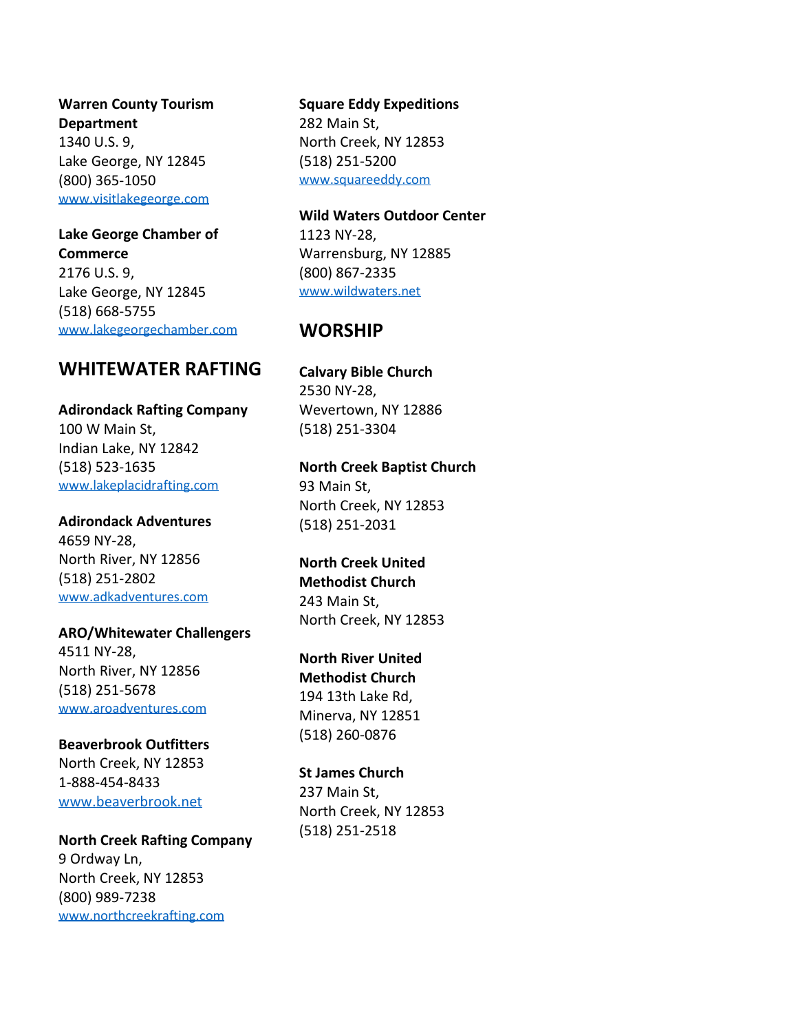**Warren County Tourism Department**
1340 U.S. 9,
Lake George, NY 12845
(800) 365-1050
www.visitlakegeorge.com

**Lake George Chamber of Commerce**
2176 U.S. 9,
Lake George, NY 12845
(518) 668-5755
www.lakegeorgechamber.com

## WHITEWATER RAFTING

**Adirondack Rafting Company**
100 W Main St,
Indian Lake, NY 12842
(518) 523-1635
www.lakeplacidrafting.com

**Adirondack Adventures**
4659 NY-28,
North River, NY 12856
(518) 251-2802
www.adkadventures.com

**ARO/Whitewater Challengers**
4511 NY-28,
North River, NY 12856
(518) 251-5678
www.aroadventures.com

**Beaverbrook Outfitters**
North Creek, NY 12853
1-888-454-8433
www.beaverbrook.net

**North Creek Rafting Company**
9 Ordway Ln,
North Creek, NY 12853
(800) 989-7238
www.northcreekrafting.com

**Square Eddy Expeditions**
282 Main St,
North Creek, NY 12853
(518) 251-5200
www.squareeddy.com

**Wild Waters Outdoor Center**
1123 NY-28,
Warrensburg, NY 12885
(800) 867-2335
www.wildwaters.net

## WORSHIP

**Calvary Bible Church**
2530 NY-28,
Wevertown, NY 12886
(518) 251-3304

**North Creek Baptist Church**
93 Main St,
North Creek, NY 12853
(518) 251-2031

**North Creek United Methodist Church**
243 Main St,
North Creek, NY 12853

**North River United Methodist Church**
194 13th Lake Rd,
Minerva, NY 12851
(518) 260-0876

**St James Church**
237 Main St,
North Creek, NY 12853
(518) 251-2518